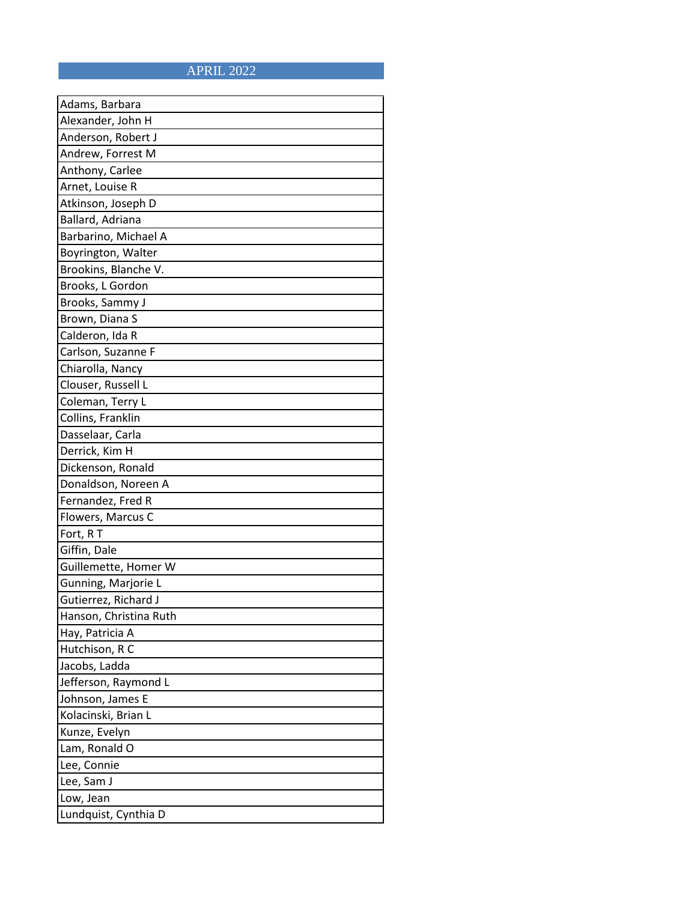| APRIL 2022 |
|---|
| Adams, Barbara |
| Alexander, John H |
| Anderson, Robert J |
| Andrew, Forrest M |
| Anthony, Carlee |
| Arnet, Louise R |
| Atkinson, Joseph D |
| Ballard, Adriana |
| Barbarino, Michael A |
| Boyrington, Walter |
| Brookins, Blanche V. |
| Brooks, L Gordon |
| Brooks, Sammy J |
| Brown, Diana S |
| Calderon, Ida R |
| Carlson, Suzanne F |
| Chiarolla, Nancy |
| Clouser, Russell L |
| Coleman, Terry L |
| Collins, Franklin |
| Dasselaar, Carla |
| Derrick, Kim H |
| Dickenson, Ronald |
| Donaldson, Noreen A |
| Fernandez, Fred R |
| Flowers, Marcus C |
| Fort, R T |
| Giffin, Dale |
| Guillemette, Homer W |
| Gunning, Marjorie L |
| Gutierrez, Richard J |
| Hanson, Christina Ruth |
| Hay, Patricia A |
| Hutchison, R C |
| Jacobs, Ladda |
| Jefferson, Raymond L |
| Johnson, James E |
| Kolacinski, Brian L |
| Kunze, Evelyn |
| Lam, Ronald O |
| Lee, Connie |
| Lee, Sam J |
| Low, Jean |
| Lundquist, Cynthia D |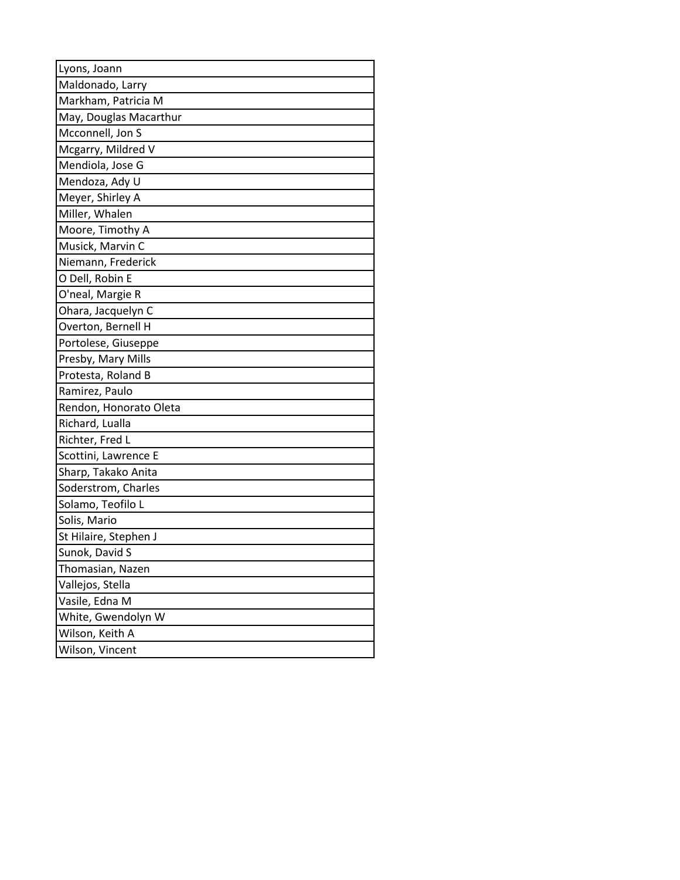| |
|---|
| Lyons, Joann |
| Maldonado, Larry |
| Markham, Patricia M |
| May, Douglas Macarthur |
| Mcconnell, Jon S |
| Mcgarry, Mildred V |
| Mendiola, Jose G |
| Mendoza, Ady U |
| Meyer, Shirley A |
| Miller, Whalen |
| Moore, Timothy A |
| Musick, Marvin C |
| Niemann, Frederick |
| O Dell, Robin E |
| O'neal, Margie R |
| Ohara, Jacquelyn C |
| Overton, Bernell H |
| Portolese, Giuseppe |
| Presby, Mary Mills |
| Protesta, Roland B |
| Ramirez, Paulo |
| Rendon, Honorato Oleta |
| Richard, Lualla |
| Richter, Fred L |
| Scottini, Lawrence E |
| Sharp, Takako Anita |
| Soderstrom, Charles |
| Solamo, Teofilo L |
| Solis, Mario |
| St Hilaire, Stephen J |
| Sunok, David S |
| Thomasian, Nazen |
| Vallejos, Stella |
| Vasile, Edna M |
| White, Gwendolyn W |
| Wilson, Keith A |
| Wilson, Vincent |